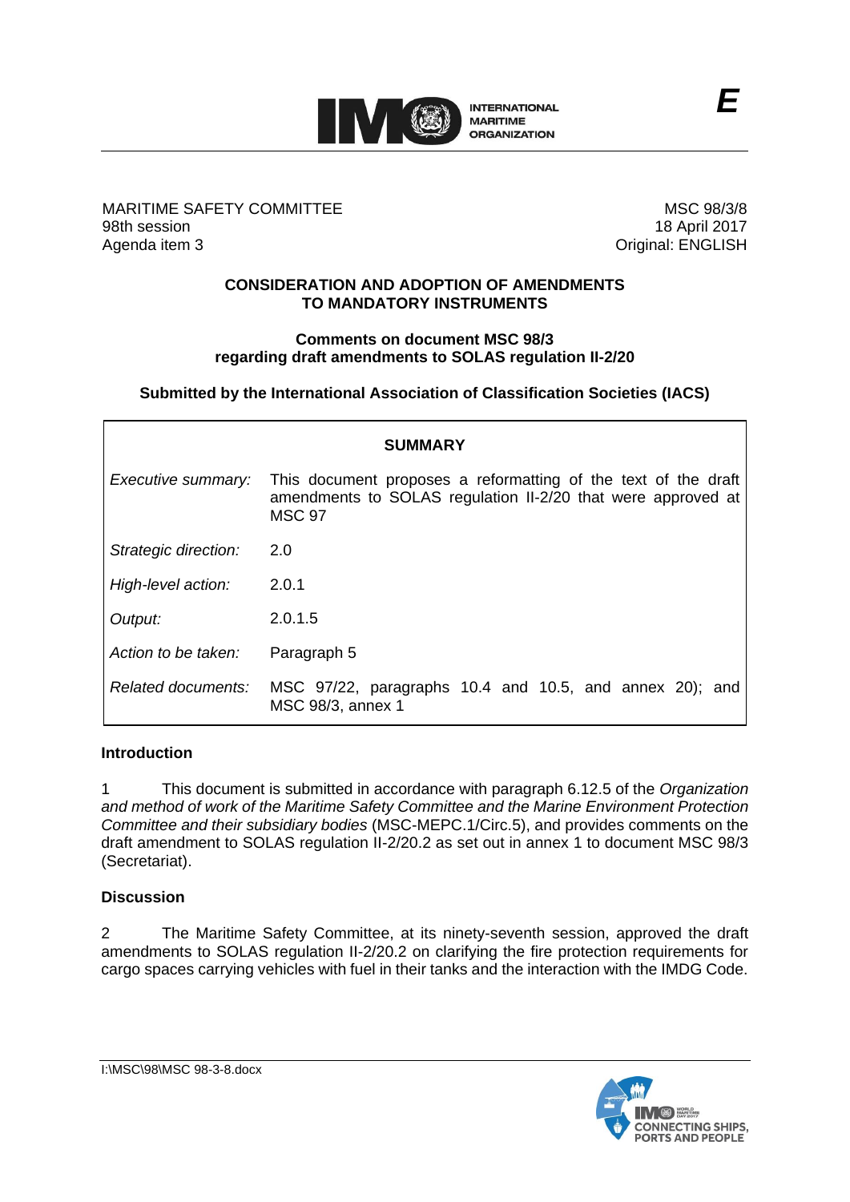MARITIME SAFETY COMMITTEE
98th session
Agenda item 3

MSC 98/3/8
18 April 2017
Original: ENGLISH

**CONSIDERATION AND ADOPTION OF AMENDMENTS TO MANDATORY INSTRUMENTS**

**Comments on document MSC 98/3 regarding draft amendments to SOLAS regulation II-2/20**

**Submitted by the International Association of Classification Societies (IACS)**

| **SUMMARY** | |
|---|---|
| *Executive summary:* | This document proposes a reformatting of the text of the draft amendments to SOLAS regulation II-2/20 that were approved at MSC 97 |
| *Strategic direction:* | 2.0 |
| *High-level action:* | 2.0.1 |
| *Output:* | 2.0.1.5 |
| *Action to be taken:* | Paragraph 5 |
| *Related documents:* | MSC 97/22, paragraphs 10.4 and 10.5, and annex 20); and MSC 98/3, annex 1 |

**Introduction**

1 This document is submitted in accordance with paragraph 6.12.5 of the *Organization and method of work of the Maritime Safety Committee and the Marine Environment Protection Committee and their subsidiary bodies* (MSC-MEPC.1/Circ.5), and provides comments on the draft amendment to SOLAS regulation II-2/20.2 as set out in annex 1 to document MSC 98/3 (Secretariat).

**Discussion**

2 The Maritime Safety Committee, at its ninety-seventh session, approved the draft amendments to SOLAS regulation II-2/20.2 on clarifying the fire protection requirements for cargo spaces carrying vehicles with fuel in their tanks and the interaction with the IMDG Code.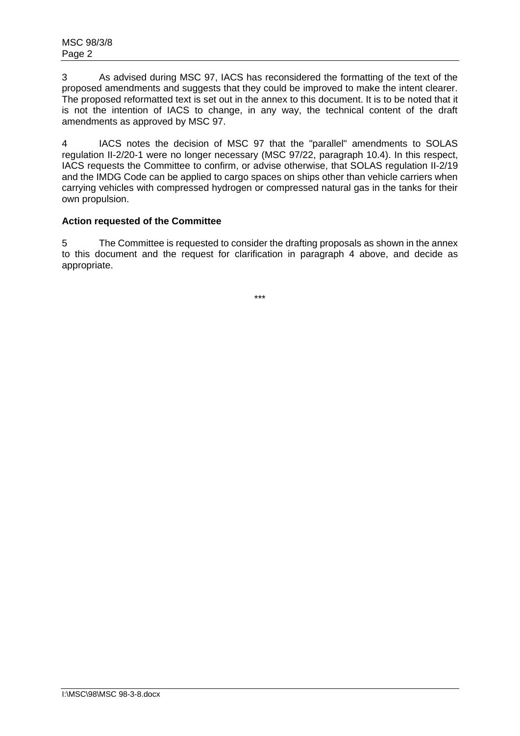3 As advised during MSC 97, IACS has reconsidered the formatting of the text of the proposed amendments and suggests that they could be improved to make the intent clearer. The proposed reformatted text is set out in the annex to this document. It is to be noted that it is not the intention of IACS to change, in any way, the technical content of the draft amendments as approved by MSC 97.

4 IACS notes the decision of MSC 97 that the "parallel" amendments to SOLAS regulation II-2/20-1 were no longer necessary (MSC 97/22, paragraph 10.4). In this respect, IACS requests the Committee to confirm, or advise otherwise, that SOLAS regulation II-2/19 and the IMDG Code can be applied to cargo spaces on ships other than vehicle carriers when carrying vehicles with compressed hydrogen or compressed natural gas in the tanks for their own propulsion.

**Action requested of the Committee**

5 The Committee is requested to consider the drafting proposals as shown in the annex to this document and the request for clarification in paragraph 4 above, and decide as appropriate.

***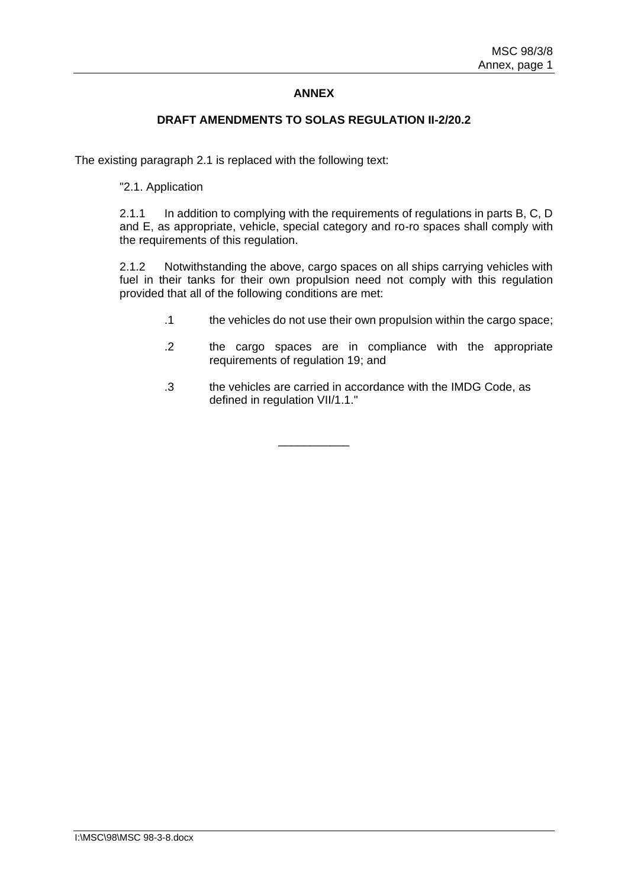## ANNEX

## DRAFT AMENDMENTS TO SOLAS REGULATION II-2/20.2

The existing paragraph 2.1 is replaced with the following text:

"2.1. Application

2.1.1 In addition to complying with the requirements of regulations in parts B, C, D and E, as appropriate, vehicle, special category and ro-ro spaces shall comply with the requirements of this regulation.

2.1.2 Notwithstanding the above, cargo spaces on all ships carrying vehicles with fuel in their tanks for their own propulsion need not comply with this regulation provided that all of the following conditions are met:

.1 the vehicles do not use their own propulsion within the cargo space;

.2 the cargo spaces are in compliance with the appropriate requirements of regulation 19; and

.3 the vehicles are carried in accordance with the IMDG Code, as defined in regulation VII/1.1."

___________